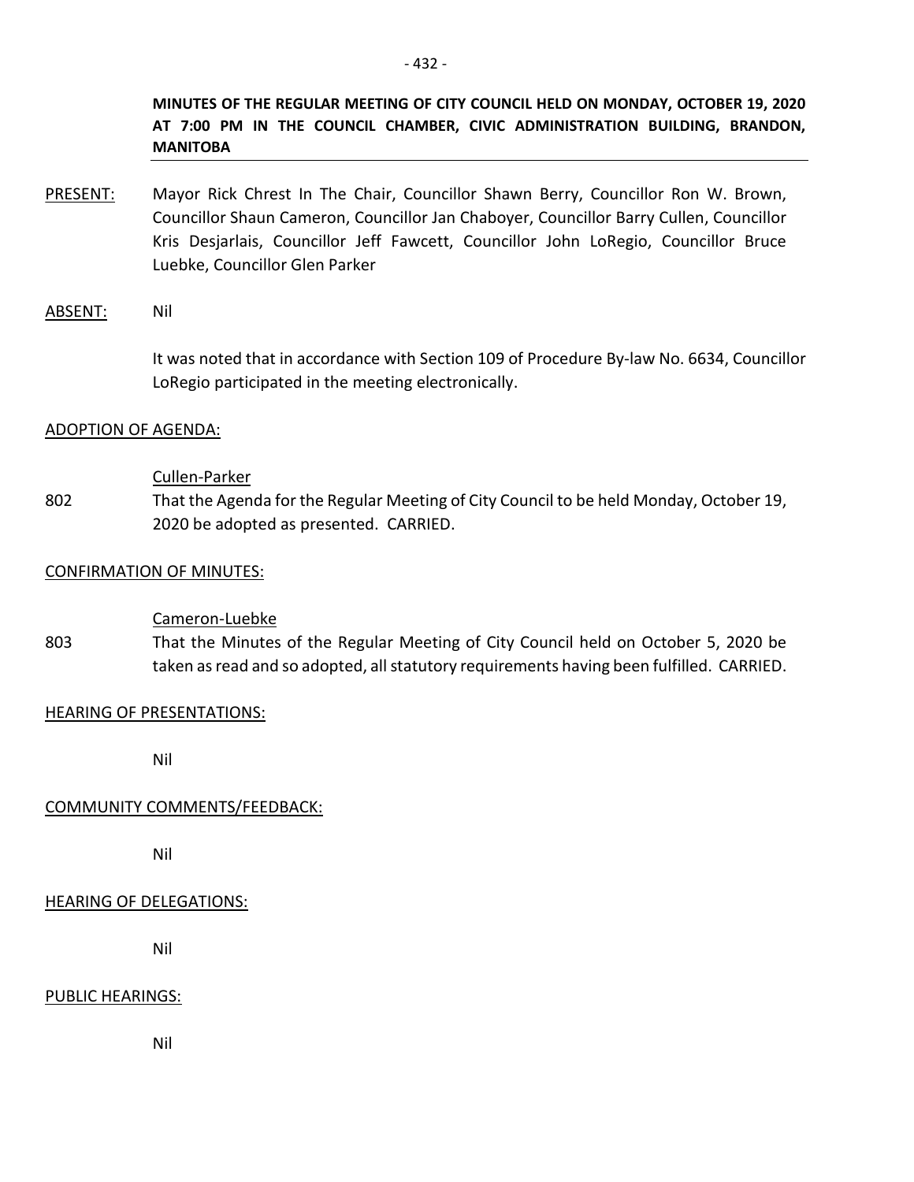**MINUTES OF THE REGULAR MEETING OF CITY COUNCIL HELD ON MONDAY, OCTOBER 19, 2020 AT 7:00 PM IN THE COUNCIL CHAMBER, CIVIC ADMINISTRATION BUILDING, BRANDON, MANITOBA**

PRESENT: Mayor Rick Chrest In The Chair, Councillor Shawn Berry, Councillor Ron W. Brown, Councillor Shaun Cameron, Councillor Jan Chaboyer, Councillor Barry Cullen, Councillor Kris Desjarlais, Councillor Jeff Fawcett, Councillor John LoRegio, Councillor Bruce Luebke, Councillor Glen Parker

ABSENT: Nil

It was noted that in accordance with Section 109 of Procedure By-law No. 6634, Councillor LoRegio participated in the meeting electronically.

ADOPTION OF AGENDA:

Cullen-Parker

802 That the Agenda for the Regular Meeting of City Council to be held Monday, October 19, 2020 be adopted as presented. CARRIED.

CONFIRMATION OF MINUTES:

Cameron-Luebke

803 That the Minutes of the Regular Meeting of City Council held on October 5, 2020 be taken as read and so adopted, all statutory requirements having been fulfilled. CARRIED.

HEARING OF PRESENTATIONS:

Nil

COMMUNITY COMMENTS/FEEDBACK:

Nil

HEARING OF DELEGATIONS:

Nil

PUBLIC HEARINGS:

Nil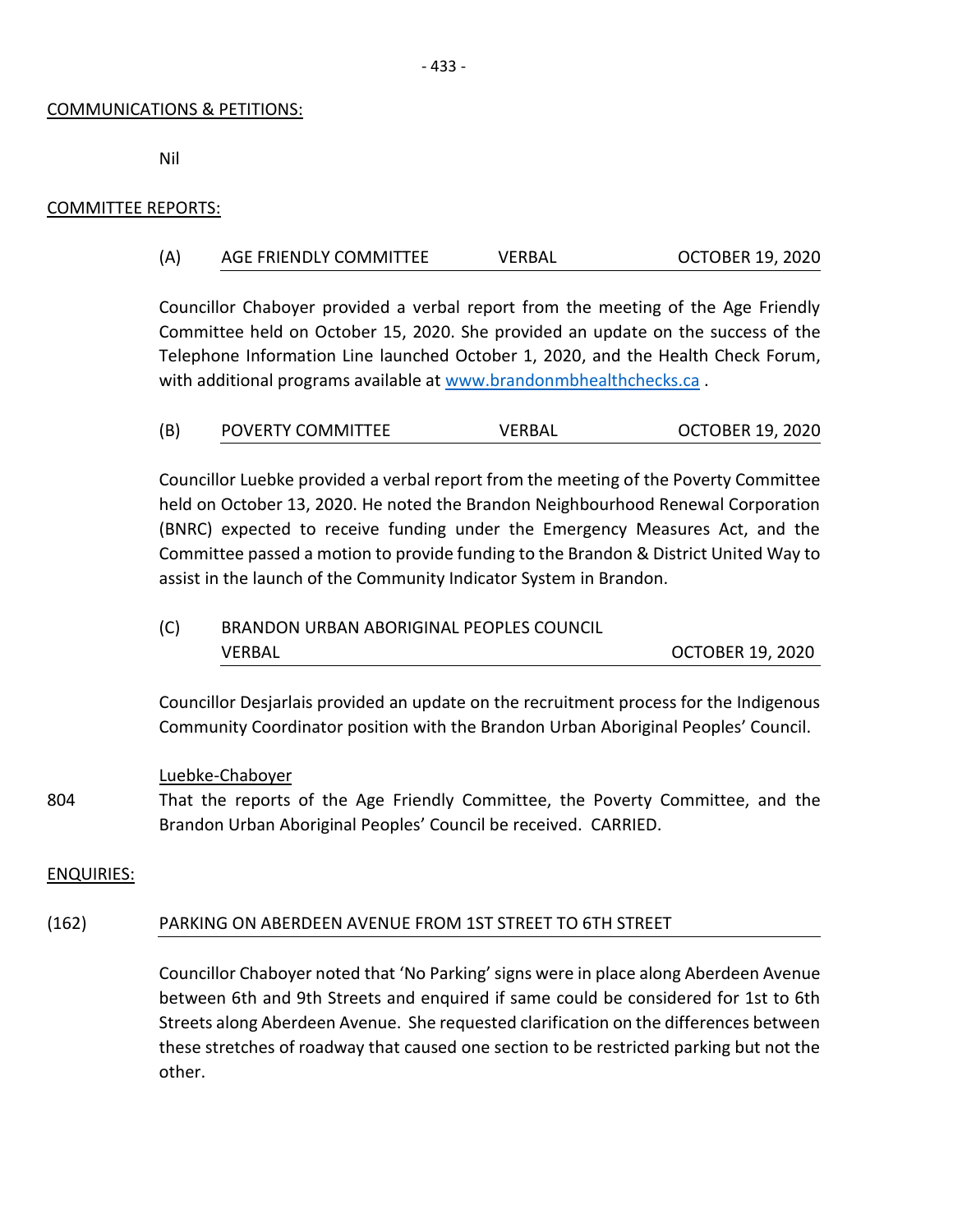COMMUNICATIONS & PETITIONS:

Nil

COMMITTEE REPORTS:

(A) AGE FRIENDLY COMMITTEE VERBAL OCTOBER 19, 2020

Councillor Chaboyer provided a verbal report from the meeting of the Age Friendly Committee held on October 15, 2020. She provided an update on the success of the Telephone Information Line launched October 1, 2020, and the Health Check Forum, with additional programs available at www.brandonmbhealthchecks.ca .

(B) POVERTY COMMITTEE VERBAL OCTOBER 19, 2020

Councillor Luebke provided a verbal report from the meeting of the Poverty Committee held on October 13, 2020. He noted the Brandon Neighbourhood Renewal Corporation (BNRC) expected to receive funding under the Emergency Measures Act, and the Committee passed a motion to provide funding to the Brandon & District United Way to assist in the launch of the Community Indicator System in Brandon.

(C) BRANDON URBAN ABORIGINAL PEOPLES COUNCIL VERBAL OCTOBER 19, 2020

Councillor Desjarlais provided an update on the recruitment process for the Indigenous Community Coordinator position with the Brandon Urban Aboriginal Peoples' Council.

Luebke-Chaboyer

804 That the reports of the Age Friendly Committee, the Poverty Committee, and the Brandon Urban Aboriginal Peoples' Council be received. CARRIED.

ENQUIRIES:

(162) PARKING ON ABERDEEN AVENUE FROM 1ST STREET TO 6TH STREET

Councillor Chaboyer noted that 'No Parking' signs were in place along Aberdeen Avenue between 6th and 9th Streets and enquired if same could be considered for 1st to 6th Streets along Aberdeen Avenue. She requested clarification on the differences between these stretches of roadway that caused one section to be restricted parking but not the other.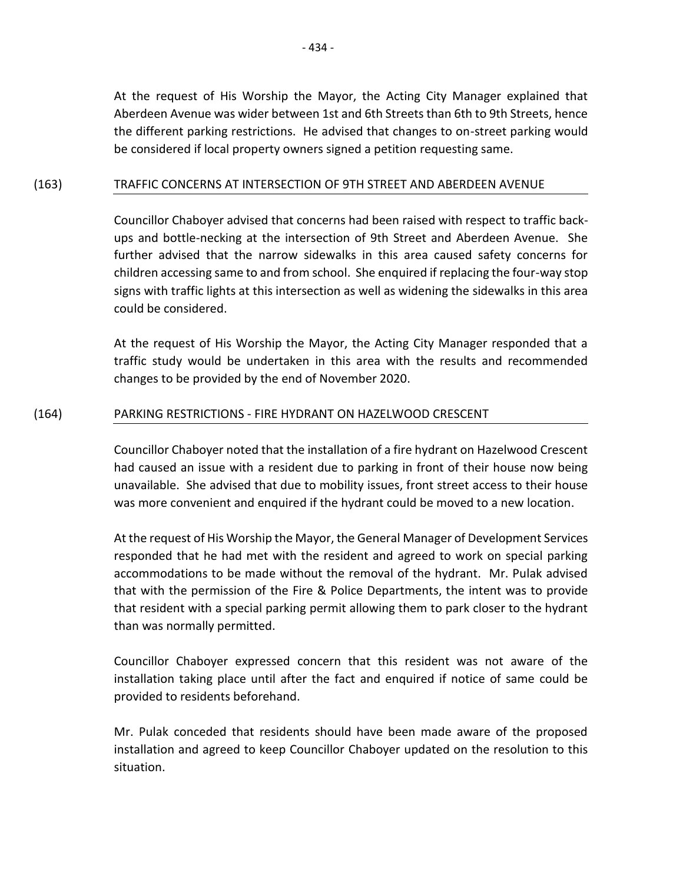At the request of His Worship the Mayor, the Acting City Manager explained that Aberdeen Avenue was wider between 1st and 6th Streets than 6th to 9th Streets, hence the different parking restrictions. He advised that changes to on-street parking would be considered if local property owners signed a petition requesting same.

(163) TRAFFIC CONCERNS AT INTERSECTION OF 9TH STREET AND ABERDEEN AVENUE

Councillor Chaboyer advised that concerns had been raised with respect to traffic back-ups and bottle-necking at the intersection of 9th Street and Aberdeen Avenue. She further advised that the narrow sidewalks in this area caused safety concerns for children accessing same to and from school. She enquired if replacing the four-way stop signs with traffic lights at this intersection as well as widening the sidewalks in this area could be considered.

At the request of His Worship the Mayor, the Acting City Manager responded that a traffic study would be undertaken in this area with the results and recommended changes to be provided by the end of November 2020.

(164) PARKING RESTRICTIONS - FIRE HYDRANT ON HAZELWOOD CRESCENT

Councillor Chaboyer noted that the installation of a fire hydrant on Hazelwood Crescent had caused an issue with a resident due to parking in front of their house now being unavailable. She advised that due to mobility issues, front street access to their house was more convenient and enquired if the hydrant could be moved to a new location.

At the request of His Worship the Mayor, the General Manager of Development Services responded that he had met with the resident and agreed to work on special parking accommodations to be made without the removal of the hydrant. Mr. Pulak advised that with the permission of the Fire & Police Departments, the intent was to provide that resident with a special parking permit allowing them to park closer to the hydrant than was normally permitted.

Councillor Chaboyer expressed concern that this resident was not aware of the installation taking place until after the fact and enquired if notice of same could be provided to residents beforehand.

Mr. Pulak conceded that residents should have been made aware of the proposed installation and agreed to keep Councillor Chaboyer updated on the resolution to this situation.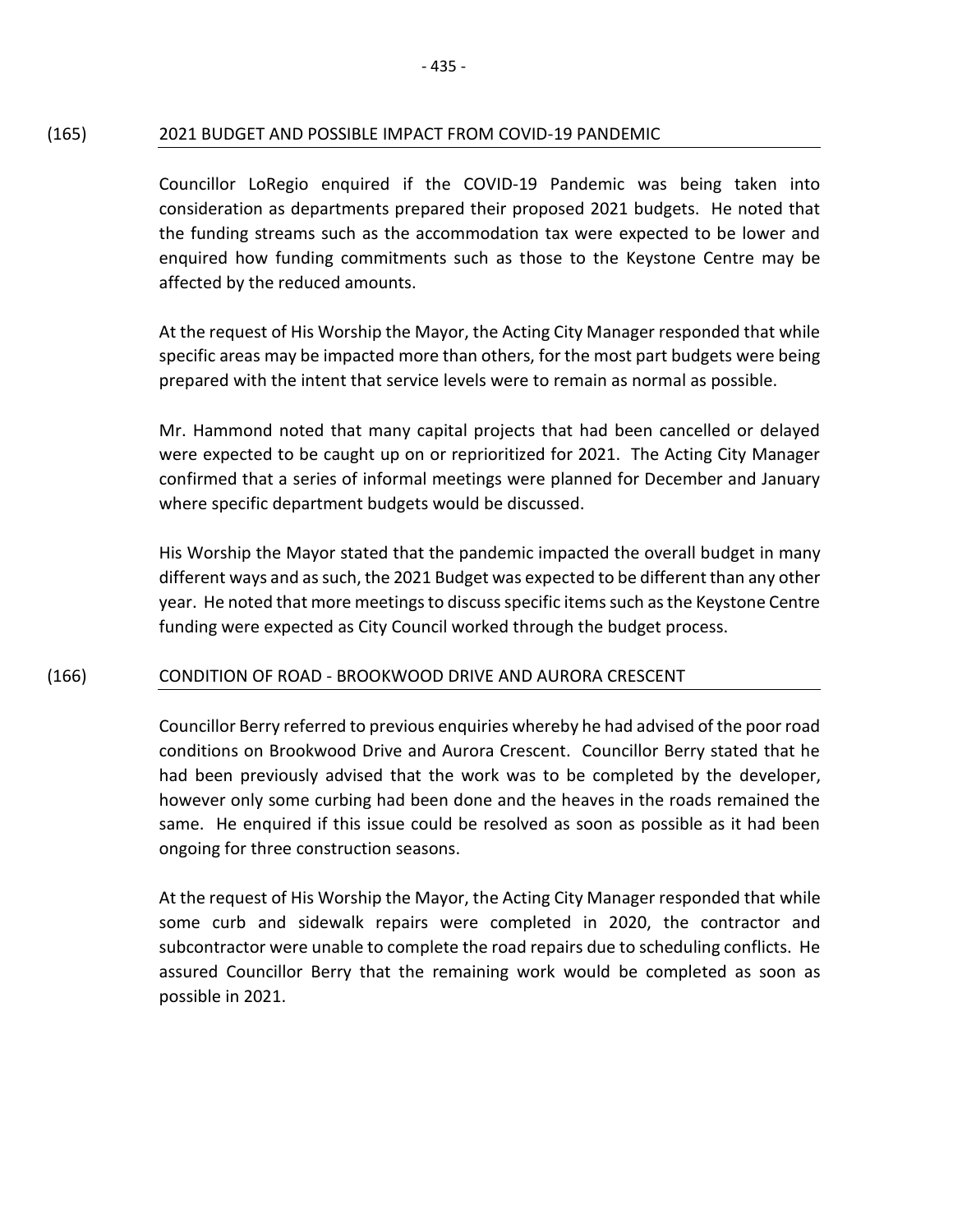## (165) 2021 BUDGET AND POSSIBLE IMPACT FROM COVID-19 PANDEMIC

Councillor LoRegio enquired if the COVID-19 Pandemic was being taken into consideration as departments prepared their proposed 2021 budgets. He noted that the funding streams such as the accommodation tax were expected to be lower and enquired how funding commitments such as those to the Keystone Centre may be affected by the reduced amounts.

At the request of His Worship the Mayor, the Acting City Manager responded that while specific areas may be impacted more than others, for the most part budgets were being prepared with the intent that service levels were to remain as normal as possible.

Mr. Hammond noted that many capital projects that had been cancelled or delayed were expected to be caught up on or reprioritized for 2021. The Acting City Manager confirmed that a series of informal meetings were planned for December and January where specific department budgets would be discussed.

His Worship the Mayor stated that the pandemic impacted the overall budget in many different ways and as such, the 2021 Budget was expected to be different than any other year. He noted that more meetings to discuss specific items such as the Keystone Centre funding were expected as City Council worked through the budget process.

## (166) CONDITION OF ROAD - BROOKWOOD DRIVE AND AURORA CRESCENT

Councillor Berry referred to previous enquiries whereby he had advised of the poor road conditions on Brookwood Drive and Aurora Crescent. Councillor Berry stated that he had been previously advised that the work was to be completed by the developer, however only some curbing had been done and the heaves in the roads remained the same. He enquired if this issue could be resolved as soon as possible as it had been ongoing for three construction seasons.

At the request of His Worship the Mayor, the Acting City Manager responded that while some curb and sidewalk repairs were completed in 2020, the contractor and subcontractor were unable to complete the road repairs due to scheduling conflicts. He assured Councillor Berry that the remaining work would be completed as soon as possible in 2021.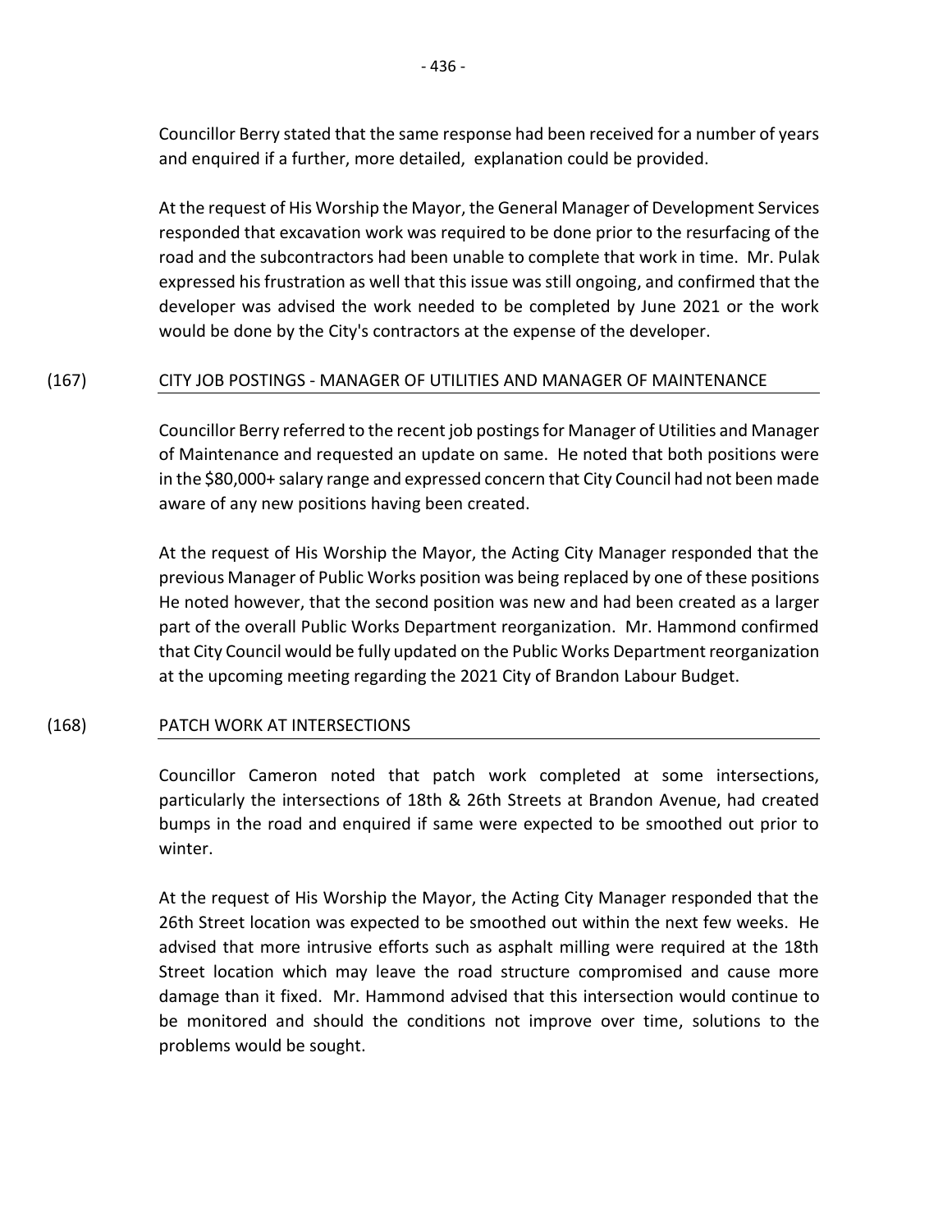Councillor Berry stated that the same response had been received for a number of years and enquired if a further, more detailed, explanation could be provided.

At the request of His Worship the Mayor, the General Manager of Development Services responded that excavation work was required to be done prior to the resurfacing of the road and the subcontractors had been unable to complete that work in time. Mr. Pulak expressed his frustration as well that this issue was still ongoing, and confirmed that the developer was advised the work needed to be completed by June 2021 or the work would be done by the City's contractors at the expense of the developer.

(167) CITY JOB POSTINGS - MANAGER OF UTILITIES AND MANAGER OF MAINTENANCE

Councillor Berry referred to the recent job postings for Manager of Utilities and Manager of Maintenance and requested an update on same. He noted that both positions were in the $80,000+ salary range and expressed concern that City Council had not been made aware of any new positions having been created.

At the request of His Worship the Mayor, the Acting City Manager responded that the previous Manager of Public Works position was being replaced by one of these positions He noted however, that the second position was new and had been created as a larger part of the overall Public Works Department reorganization. Mr. Hammond confirmed that City Council would be fully updated on the Public Works Department reorganization at the upcoming meeting regarding the 2021 City of Brandon Labour Budget.

(168) PATCH WORK AT INTERSECTIONS

Councillor Cameron noted that patch work completed at some intersections, particularly the intersections of 18th & 26th Streets at Brandon Avenue, had created bumps in the road and enquired if same were expected to be smoothed out prior to winter.

At the request of His Worship the Mayor, the Acting City Manager responded that the 26th Street location was expected to be smoothed out within the next few weeks. He advised that more intrusive efforts such as asphalt milling were required at the 18th Street location which may leave the road structure compromised and cause more damage than it fixed. Mr. Hammond advised that this intersection would continue to be monitored and should the conditions not improve over time, solutions to the problems would be sought.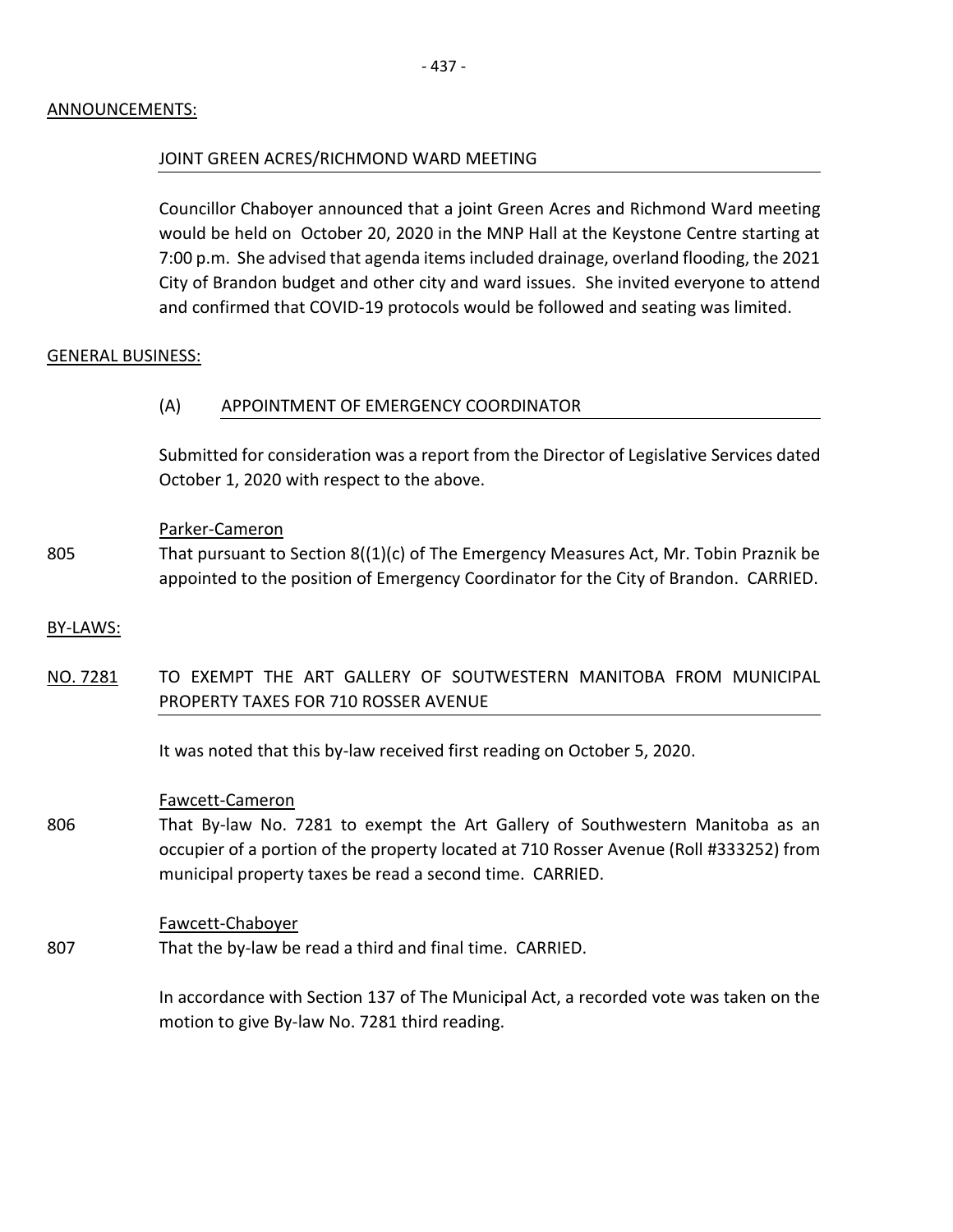ANNOUNCEMENTS:

JOINT GREEN ACRES/RICHMOND WARD MEETING

Councillor Chaboyer announced that a joint Green Acres and Richmond Ward meeting would be held on October 20, 2020 in the MNP Hall at the Keystone Centre starting at 7:00 p.m. She advised that agenda items included drainage, overland flooding, the 2021 City of Brandon budget and other city and ward issues. She invited everyone to attend and confirmed that COVID-19 protocols would be followed and seating was limited.

GENERAL BUSINESS:

(A) APPOINTMENT OF EMERGENCY COORDINATOR

Submitted for consideration was a report from the Director of Legislative Services dated October 1, 2020 with respect to the above.

Parker-Cameron

805 That pursuant to Section 8((1)(c) of The Emergency Measures Act, Mr. Tobin Praznik be appointed to the position of Emergency Coordinator for the City of Brandon. CARRIED.

BY-LAWS:

NO. 7281 TO EXEMPT THE ART GALLERY OF SOUTWESTERN MANITOBA FROM MUNICIPAL PROPERTY TAXES FOR 710 ROSSER AVENUE

It was noted that this by-law received first reading on October 5, 2020.

Fawcett-Cameron

806 That By-law No. 7281 to exempt the Art Gallery of Southwestern Manitoba as an occupier of a portion of the property located at 710 Rosser Avenue (Roll #333252) from municipal property taxes be read a second time. CARRIED.

Fawcett-Chaboyer

807 That the by-law be read a third and final time. CARRIED.

In accordance with Section 137 of The Municipal Act, a recorded vote was taken on the motion to give By-law No. 7281 third reading.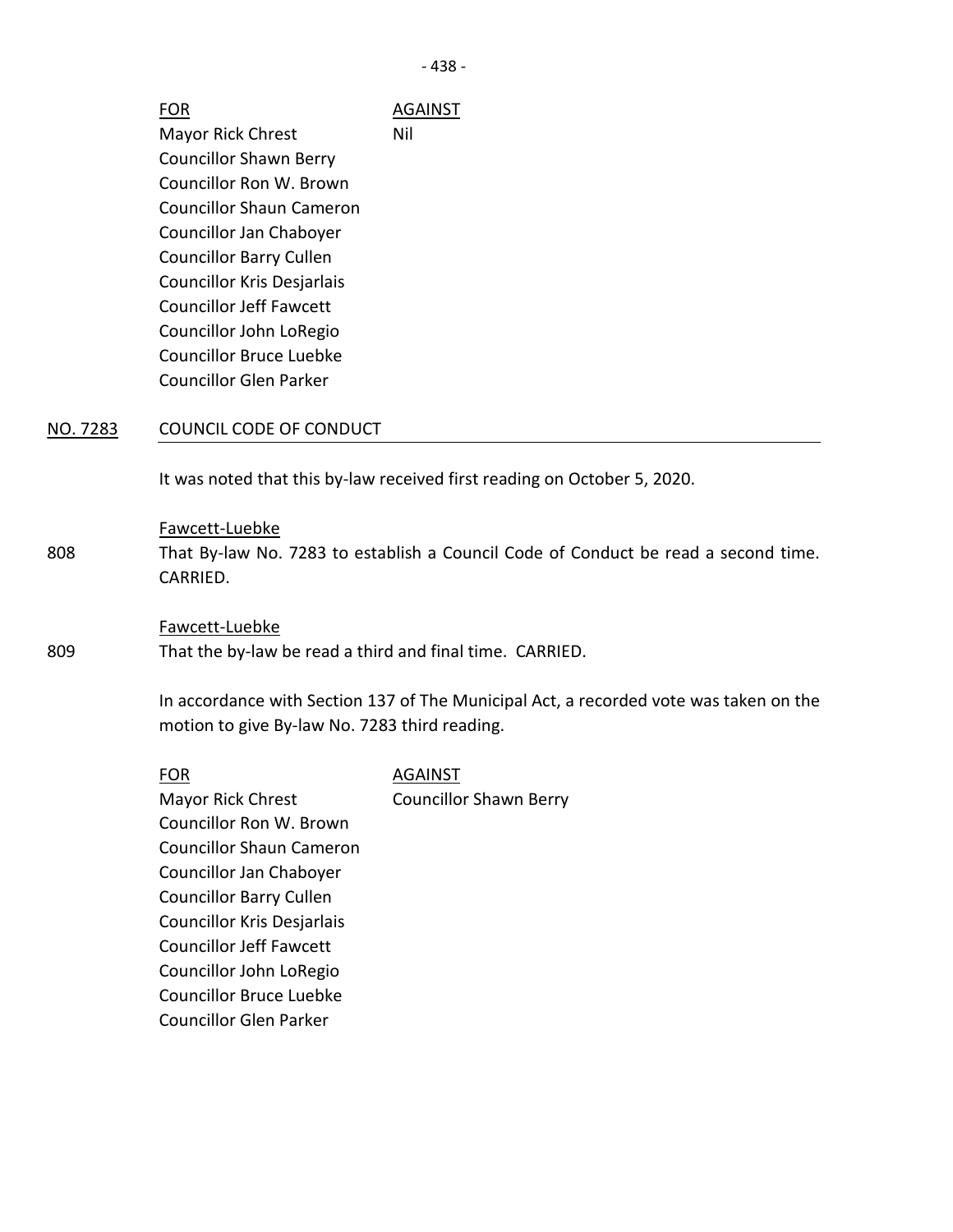| FOR | AGAINST |
| --- | --- |
| Mayor Rick Chrest | Nil |
| Councillor Shawn Berry | |
| Councillor Ron W. Brown | |
| Councillor Shaun Cameron | |
| Councillor Jan Chaboyer | |
| Councillor Barry Cullen | |
| Councillor Kris Desjarlais | |
| Councillor Jeff Fawcett | |
| Councillor John LoRegio | |
| Councillor Bruce Luebke | |
| Councillor Glen Parker | |

NO. 7283 COUNCIL CODE OF CONDUCT

It was noted that this by-law received first reading on October 5, 2020.

Fawcett-Luebke

808 That By-law No. 7283 to establish a Council Code of Conduct be read a second time. CARRIED.

Fawcett-Luebke

809 That the by-law be read a third and final time. CARRIED.

In accordance with Section 137 of The Municipal Act, a recorded vote was taken on the motion to give By-law No. 7283 third reading.

| FOR | AGAINST |
| --- | --- |
| Mayor Rick Chrest | Councillor Shawn Berry |
| Councillor Ron W. Brown | |
| Councillor Shaun Cameron | |
| Councillor Jan Chaboyer | |
| Councillor Barry Cullen | |
| Councillor Kris Desjarlais | |
| Councillor Jeff Fawcett | |
| Councillor John LoRegio | |
| Councillor Bruce Luebke | |
| Councillor Glen Parker | |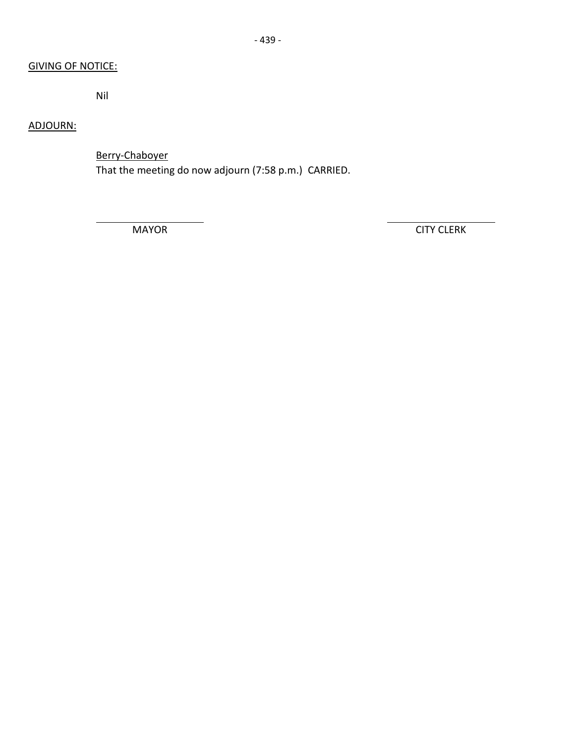GIVING OF NOTICE:

Nil

ADJOURN:

Berry-Chaboyer
That the meeting do now adjourn (7:58 p.m.) CARRIED.

MAYOR

CITY CLERK